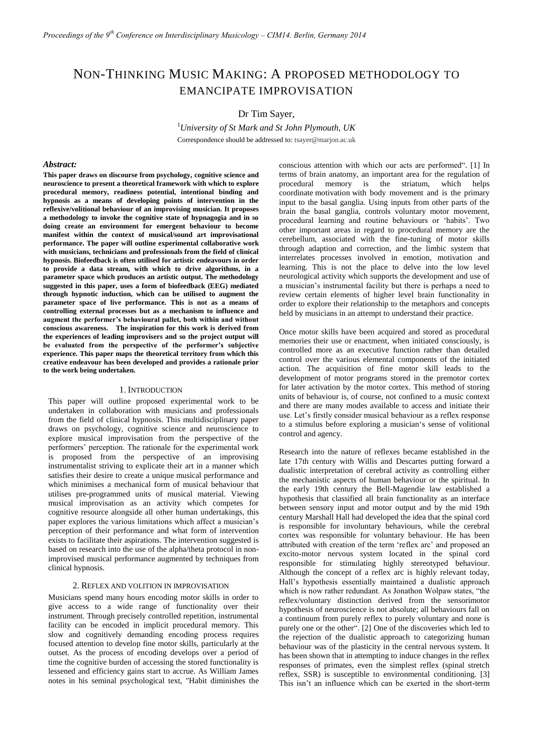# NON-THINKING MUSIC MAKING: A PROPOSED METHODOLOGY TO EMANCIPATE IMPROVISATION

Dr Tim Sayer,

[1]*University of St Mark and St John Plymouth, UK*

Correspondence should be addressed to: tsayer@marjon.ac.uk

### *Abstract:*

**This paper draws on discourse from psychology, cognitive science and neuroscience to present a theoretical framework with which to explore procedural memory, readiness potential, intentional binding and hypnosis as a means of developing points of intervention in the reflexive/volitional behaviour of an improvising musician. It proposes a methodology to invoke the cognitive state of hypnagogia and in so doing create an environment for emergent behaviour to become manifest within the context of musical/sound art improvisational performance. The paper will outline experimental collaborative work with musicians, technicians and professionals from the field of clinical hypnosis. Biofeedback is often utilised for artistic endeavours in order to provide a data stream, with which to drive algorithms, in a parameter space which produces an artistic output. The methodology suggested in this paper, uses a form of biofeedback (EEG) mediated through hypnotic induction, which can be utilised to augment the parameter space of live performance. This is not as a means of controlling external processes but as a mechanism to influence and augment the performer's behavioural pallet, both within and without conscious awareness. The inspiration for this work is derived from the experiences of leading improvisers and so the project output will be evaluated from the perspective of the performer's subjective experience. This paper maps the theoretical territory from which this creative endeavour has been developed and provides a rationale prior to the work being undertaken.**

## 1. INTRODUCTION

This paper will outline proposed experimental work to be undertaken in collaboration with musicians and professionals from the field of clinical hypnosis. This multidisciplinary paper draws on psychology, cognitive science and neuroscience to explore musical improvisation from the perspective of the performers' perception. The rationale for the experimental work is proposed from the perspective of an improvising instrumentalist striving to explicate their art in a manner which satisfies their desire to create a unique musical performance and which minimises a mechanical form of musical behaviour that utilises pre-programmed units of musical material. Viewing musical improvisation as an activity which competes for cognitive resource alongside all other human undertakings, this paper explores the various limitations which affect a musician's perception of their performance and what form of intervention exists to facilitate their aspirations. The intervention suggested is based on research into the use of the alpha/theta protocol in non-improvised musical performance augmented by techniques from clinical hypnosis.

## 2. REFLEX AND VOLITION IN IMPROVISATION

Musicians spend many hours encoding motor skills in order to give access to a wide range of functionality over their instrument. Through precisely controlled repetition, instrumental facility can be encoded in implicit procedural memory. This slow and cognitively demanding encoding process requires focused attention to develop fine motor skills, particularly at the outset. As the process of encoding develops over a period of time the cognitive burden of accessing the stored functionality is lessened and efficiency gains start to accrue. As William James notes in his seminal psychological text, "Habit diminishes the conscious attention with which our acts are performed". [1] In terms of brain anatomy, an important area for the regulation of procedural memory is the striatum, which helps coordinate motivation with body movement and is the primary input to the basal ganglia. Using inputs from other parts of the brain the basal ganglia, controls voluntary motor movement, procedural learning and routine behaviours or 'habits'. Two other important areas in regard to procedural memory are the cerebellum, associated with the fine-tuning of motor skills through adaption and correction, and the limbic system that interrelates processes involved in emotion, motivation and learning. This is not the place to delve into the low level neurological activity which supports the development and use of a musician's instrumental facility but there is perhaps a need to review certain elements of higher level brain functionality in order to explore their relationship to the metaphors and concepts held by musicians in an attempt to understand their practice.

Once motor skills have been acquired and stored as procedural memories their use or enactment, when initiated consciously, is controlled more as an executive function rather than detailed control over the various elemental components of the initiated action. The acquisition of fine motor skill leads to the development of motor programs stored in the premotor cortex for later activation by the motor cortex. This method of storing units of behaviour is, of course, not confined to a music context and there are many modes available to access and initiate their use. Let's firstly consider musical behaviour as a reflex response to a stimulus before exploring a musician's sense of volitional control and agency.

Research into the nature of reflexes became established in the late 17th century with Willis and Descartes putting forward a dualistic interpretation of cerebral activity as controlling either the mechanistic aspects of human behaviour or the spiritual. In the early 19th century the Bell-Magendie law established a hypothesis that classified all brain functionality as an interface between sensory input and motor output and by the mid 19th century Marshall Hall had developed the idea that the spinal cord is responsible for involuntary behaviours, while the cerebral cortex was responsible for voluntary behaviour. He has been attributed with creation of the term 'reflex arc' and proposed an excito-motor nervous system located in the spinal cord responsible for stimulating highly stereotyped behaviour. Although the concept of a reflex arc is highly relevant today, Hall's hypothesis essentially maintained a dualistic approach which is now rather redundant. As Jonathon Wolpaw states, "the reflex/voluntary distinction derived from the sensorimotor hypothesis of neuroscience is not absolute; all behaviours fall on a continuum from purely reflex to purely voluntary and none is purely one or the other". [2] One of the discoveries which led to the rejection of the dualistic approach to categorizing human behaviour was of the plasticity in the central nervous system. It has been shown that in attempting to induce changes in the reflex responses of primates, even the simplest reflex (spinal stretch reflex, SSR) is susceptible to environmental conditioning. [3] This isn't an influence which can be exerted in the short-term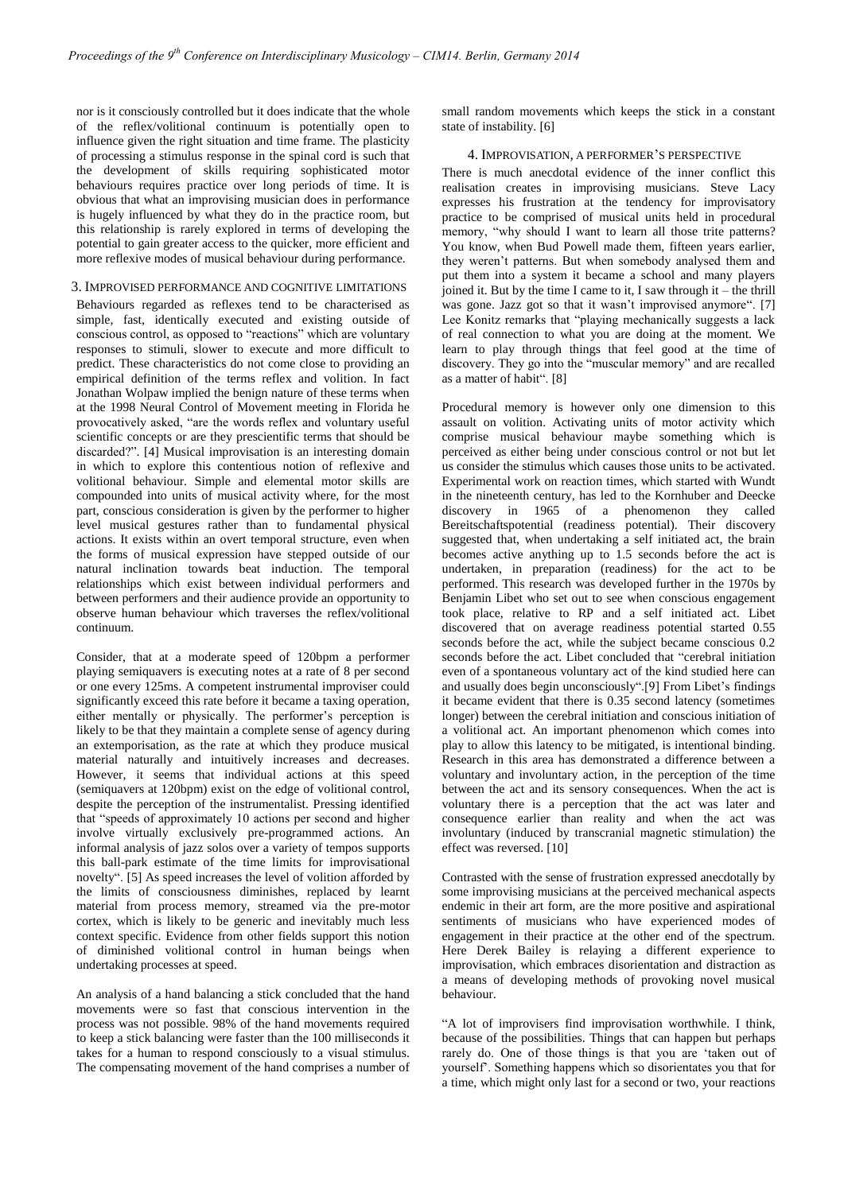nor is it consciously controlled but it does indicate that the whole of the reflex/volitional continuum is potentially open to influence given the right situation and time frame. The plasticity of processing a stimulus response in the spinal cord is such that the development of skills requiring sophisticated motor behaviours requires practice over long periods of time. It is obvious that what an improvising musician does in performance is hugely influenced by what they do in the practice room, but this relationship is rarely explored in terms of developing the potential to gain greater access to the quicker, more efficient and more reflexive modes of musical behaviour during performance.

## 3. Improvised performance and cognitive limitations

Behaviours regarded as reflexes tend to be characterised as simple, fast, identically executed and existing outside of conscious control, as opposed to "reactions" which are voluntary responses to stimuli, slower to execute and more difficult to predict. These characteristics do not come close to providing an empirical definition of the terms reflex and volition. In fact Jonathan Wolpaw implied the benign nature of these terms when at the 1998 Neural Control of Movement meeting in Florida he provocatively asked, "are the words reflex and voluntary useful scientific concepts or are they prescientific terms that should be discarded?". [4] Musical improvisation is an interesting domain in which to explore this contentious notion of reflexive and volitional behaviour. Simple and elemental motor skills are compounded into units of musical activity where, for the most part, conscious consideration is given by the performer to higher level musical gestures rather than to fundamental physical actions. It exists within an overt temporal structure, even when the forms of musical expression have stepped outside of our natural inclination towards beat induction. The temporal relationships which exist between individual performers and between performers and their audience provide an opportunity to observe human behaviour which traverses the reflex/volitional continuum.

Consider, that at a moderate speed of 120bpm a performer playing semiquavers is executing notes at a rate of 8 per second or one every 125ms. A competent instrumental improviser could significantly exceed this rate before it became a taxing operation, either mentally or physically. The performer's perception is likely to be that they maintain a complete sense of agency during an extemporisation, as the rate at which they produce musical material naturally and intuitively increases and decreases. However, it seems that individual actions at this speed (semiquavers at 120bpm) exist on the edge of volitional control, despite the perception of the instrumentalist. Pressing identified that "speeds of approximately 10 actions per second and higher involve virtually exclusively pre-programmed actions. An informal analysis of jazz solos over a variety of tempos supports this ball-park estimate of the time limits for improvisational novelty". [5] As speed increases the level of volition afforded by the limits of consciousness diminishes, replaced by learnt material from process memory, streamed via the pre-motor cortex, which is likely to be generic and inevitably much less context specific. Evidence from other fields support this notion of diminished volitional control in human beings when undertaking processes at speed.

An analysis of a hand balancing a stick concluded that the hand movements were so fast that conscious intervention in the process was not possible. 98% of the hand movements required to keep a stick balancing were faster than the 100 milliseconds it takes for a human to respond consciously to a visual stimulus. The compensating movement of the hand comprises a number of small random movements which keeps the stick in a constant state of instability. [6]

## 4. Improvisation, a performer's perspective

There is much anecdotal evidence of the inner conflict this realisation creates in improvising musicians. Steve Lacy expresses his frustration at the tendency for improvisatory practice to be comprised of musical units held in procedural memory, "why should I want to learn all those trite patterns? You know, when Bud Powell made them, fifteen years earlier, they weren't patterns. But when somebody analysed them and put them into a system it became a school and many players joined it. But by the time I came to it, I saw through it – the thrill was gone. Jazz got so that it wasn't improvised anymore". [7] Lee Konitz remarks that "playing mechanically suggests a lack of real connection to what you are doing at the moment. We learn to play through things that feel good at the time of discovery. They go into the "muscular memory" and are recalled as a matter of habit". [8]

Procedural memory is however only one dimension to this assault on volition. Activating units of motor activity which comprise musical behaviour maybe something which is perceived as either being under conscious control or not but let us consider the stimulus which causes those units to be activated. Experimental work on reaction times, which started with Wundt in the nineteenth century, has led to the Kornhuber and Deecke discovery in 1965 of a phenomenon they called Bereitschaftspotential (readiness potential). Their discovery suggested that, when undertaking a self initiated act, the brain becomes active anything up to 1.5 seconds before the act is undertaken, in preparation (readiness) for the act to be performed. This research was developed further in the 1970s by Benjamin Libet who set out to see when conscious engagement took place, relative to RP and a self initiated act. Libet discovered that on average readiness potential started 0.55 seconds before the act, while the subject became conscious 0.2 seconds before the act. Libet concluded that "cerebral initiation even of a spontaneous voluntary act of the kind studied here can and usually does begin unconsciously".[9] From Libet's findings it became evident that there is 0.35 second latency (sometimes longer) between the cerebral initiation and conscious initiation of a volitional act. An important phenomenon which comes into play to allow this latency to be mitigated, is intentional binding. Research in this area has demonstrated a difference between a voluntary and involuntary action, in the perception of the time between the act and its sensory consequences. When the act is voluntary there is a perception that the act was later and consequence earlier than reality and when the act was involuntary (induced by transcranial magnetic stimulation) the effect was reversed. [10]

Contrasted with the sense of frustration expressed anecdotally by some improvising musicians at the perceived mechanical aspects endemic in their art form, are the more positive and aspirational sentiments of musicians who have experienced modes of engagement in their practice at the other end of the spectrum. Here Derek Bailey is relaying a different experience to improvisation, which embraces disorientation and distraction as a means of developing methods of provoking novel musical behaviour.

"A lot of improvisers find improvisation worthwhile. I think, because of the possibilities. Things that can happen but perhaps rarely do. One of those things is that you are 'taken out of yourself'. Something happens which so disorientates you that for a time, which might only last for a second or two, your reactions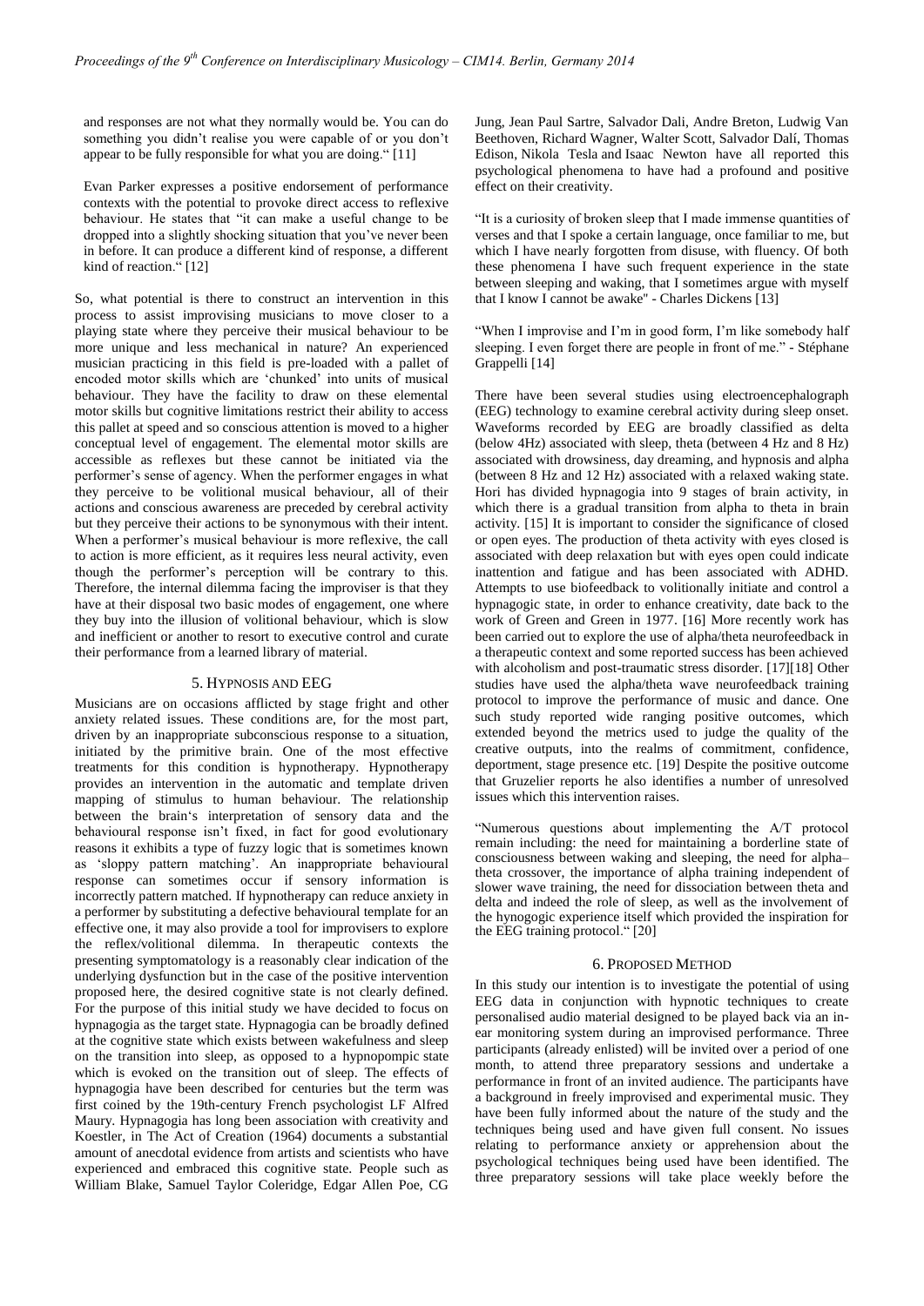and responses are not what they normally would be. You can do something you didn't realise you were capable of or you don't appear to be fully responsible for what you are doing." [11]

Evan Parker expresses a positive endorsement of performance contexts with the potential to provoke direct access to reflexive behaviour. He states that "it can make a useful change to be dropped into a slightly shocking situation that you've never been in before. It can produce a different kind of response, a different kind of reaction." [12]

So, what potential is there to construct an intervention in this process to assist improvising musicians to move closer to a playing state where they perceive their musical behaviour to be more unique and less mechanical in nature? An experienced musician practicing in this field is pre-loaded with a pallet of encoded motor skills which are 'chunked' into units of musical behaviour. They have the facility to draw on these elemental motor skills but cognitive limitations restrict their ability to access this pallet at speed and so conscious attention is moved to a higher conceptual level of engagement. The elemental motor skills are accessible as reflexes but these cannot be initiated via the performer's sense of agency. When the performer engages in what they perceive to be volitional musical behaviour, all of their actions and conscious awareness are preceded by cerebral activity but they perceive their actions to be synonymous with their intent. When a performer's musical behaviour is more reflexive, the call to action is more efficient, as it requires less neural activity, even though the performer's perception will be contrary to this. Therefore, the internal dilemma facing the improviser is that they have at their disposal two basic modes of engagement, one where they buy into the illusion of volitional behaviour, which is slow and inefficient or another to resort to executive control and curate their performance from a learned library of material.

## 5. Hypnosis and EEG

Musicians are on occasions afflicted by stage fright and other anxiety related issues. These conditions are, for the most part, driven by an inappropriate subconscious response to a situation, initiated by the primitive brain. One of the most effective treatments for this condition is hypnotherapy. Hypnotherapy provides an intervention in the automatic and template driven mapping of stimulus to human behaviour. The relationship between the brain's interpretation of sensory data and the behavioural response isn't fixed, in fact for good evolutionary reasons it exhibits a type of fuzzy logic that is sometimes known as 'sloppy pattern matching'. An inappropriate behavioural response can sometimes occur if sensory information is incorrectly pattern matched. If hypnotherapy can reduce anxiety in a performer by substituting a defective behavioural template for an effective one, it may also provide a tool for improvisers to explore the reflex/volitional dilemma. In therapeutic contexts the presenting symptomatology is a reasonably clear indication of the underlying dysfunction but in the case of the positive intervention proposed here, the desired cognitive state is not clearly defined. For the purpose of this initial study we have decided to focus on hypnagogia as the target state. Hypnagogia can be broadly defined at the cognitive state which exists between wakefulness and sleep on the transition into sleep, as opposed to a hypnopompic state which is evoked on the transition out of sleep. The effects of hypnagogia have been described for centuries but the term was first coined by the 19th-century French psychologist LF Alfred Maury. Hypnagogia has long been association with creativity and Koestler, in The Act of Creation (1964) documents a substantial amount of anecdotal evidence from artists and scientists who have experienced and embraced this cognitive state. People such as William Blake, Samuel Taylor Coleridge, Edgar Allen Poe, CG Jung, Jean Paul Sartre, Salvador Dali, Andre Breton, Ludwig Van Beethoven, Richard Wagner, Walter Scott, Salvador Dalí, Thomas Edison, Nikola Tesla and Isaac Newton have all reported this psychological phenomena to have had a profound and positive effect on their creativity.

"It is a curiosity of broken sleep that I made immense quantities of verses and that I spoke a certain language, once familiar to me, but which I have nearly forgotten from disuse, with fluency. Of both these phenomena I have such frequent experience in the state between sleeping and waking, that I sometimes argue with myself that I know I cannot be awake" - Charles Dickens [13]

"When I improvise and I'm in good form, I'm like somebody half sleeping. I even forget there are people in front of me." - Stéphane Grappelli [14]

There have been several studies using electroencephalograph (EEG) technology to examine cerebral activity during sleep onset. Waveforms recorded by EEG are broadly classified as delta (below 4Hz) associated with sleep, theta (between 4 Hz and 8 Hz) associated with drowsiness, day dreaming, and hypnosis and alpha (between 8 Hz and 12 Hz) associated with a relaxed waking state. Hori has divided hypnagogia into 9 stages of brain activity, in which there is a gradual transition from alpha to theta in brain activity. [15] It is important to consider the significance of closed or open eyes. The production of theta activity with eyes closed is associated with deep relaxation but with eyes open could indicate inattention and fatigue and has been associated with ADHD. Attempts to use biofeedback to volitionally initiate and control a hypnagogic state, in order to enhance creativity, date back to the work of Green and Green in 1977. [16] More recently work has been carried out to explore the use of alpha/theta neurofeedback in a therapeutic context and some reported success has been achieved with alcoholism and post-traumatic stress disorder. [17][18] Other studies have used the alpha/theta wave neurofeedback training protocol to improve the performance of music and dance. One such study reported wide ranging positive outcomes, which extended beyond the metrics used to judge the quality of the creative outputs, into the realms of commitment, confidence, deportment, stage presence etc. [19] Despite the positive outcome that Gruzelier reports he also identifies a number of unresolved issues which this intervention raises.

"Numerous questions about implementing the A/T protocol remain including: the need for maintaining a borderline state of consciousness between waking and sleeping, the need for alpha–theta crossover, the importance of alpha training independent of slower wave training, the need for dissociation between theta and delta and indeed the role of sleep, as well as the involvement of the hynogogic experience itself which provided the inspiration for the EEG training protocol." [20]

## 6. Proposed Method

In this study our intention is to investigate the potential of using EEG data in conjunction with hypnotic techniques to create personalised audio material designed to be played back via an in-ear monitoring system during an improvised performance. Three participants (already enlisted) will be invited over a period of one month, to attend three preparatory sessions and undertake a performance in front of an invited audience. The participants have a background in freely improvised and experimental music. They have been fully informed about the nature of the study and the techniques being used and have given full consent. No issues relating to performance anxiety or apprehension about the psychological techniques being used have been identified. The three preparatory sessions will take place weekly before the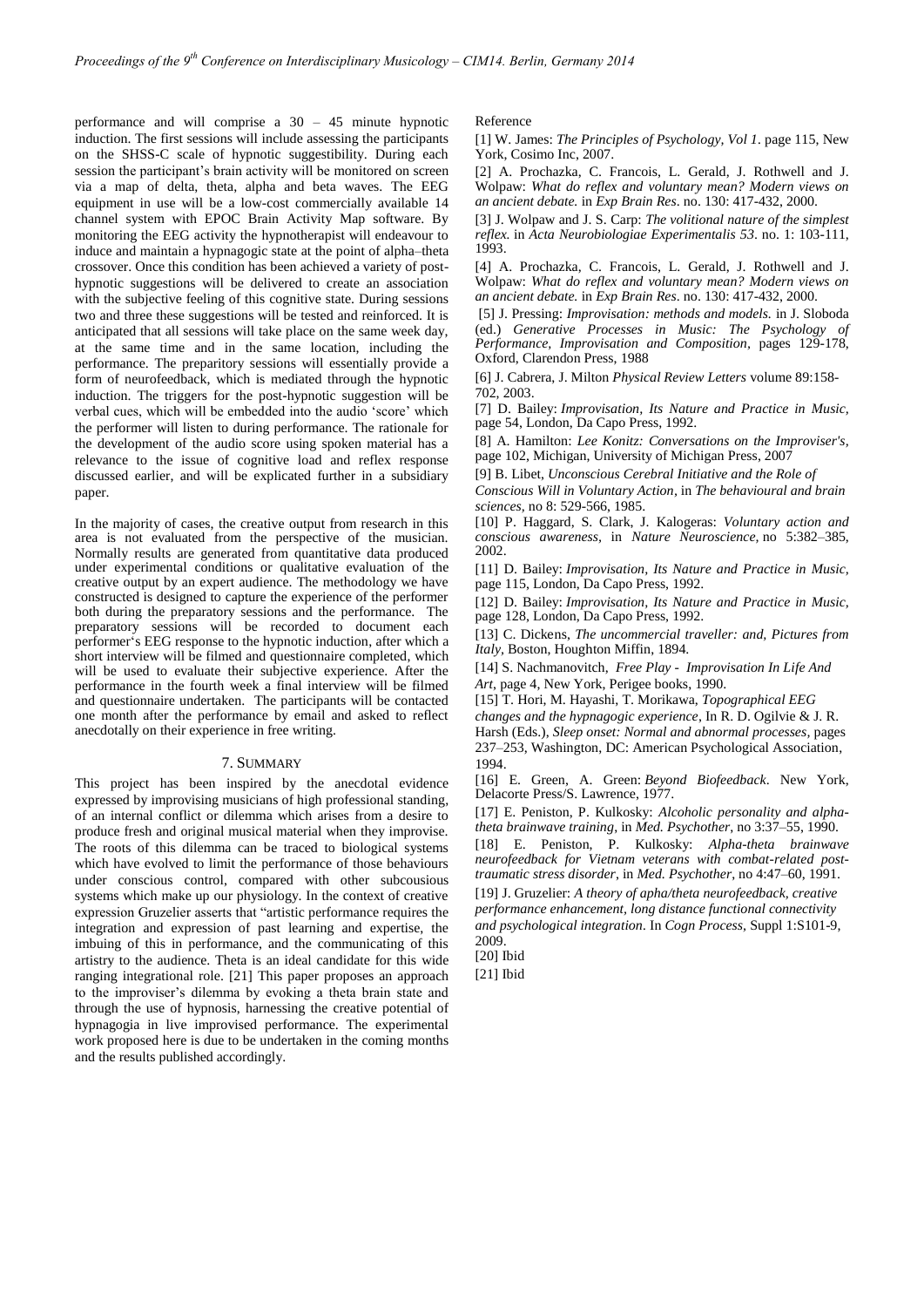performance and will comprise a 30 – 45 minute hypnotic induction. The first sessions will include assessing the participants on the SHSS-C scale of hypnotic suggestibility. During each session the participant's brain activity will be monitored on screen via a map of delta, theta, alpha and beta waves. The EEG equipment in use will be a low-cost commercially available 14 channel system with EPOC Brain Activity Map software. By monitoring the EEG activity the hypnotherapist will endeavour to induce and maintain a hypnagogic state at the point of alpha–theta crossover. Once this condition has been achieved a variety of post-hypnotic suggestions will be delivered to create an association with the subjective feeling of this cognitive state. During sessions two and three these suggestions will be tested and reinforced. It is anticipated that all sessions will take place on the same week day, at the same time and in the same location, including the performance. The prepariatory sessions will essentially provide a form of neurofeedback, which is mediated through the hypnotic induction. The triggers for the post-hypnotic suggestion will be verbal cues, which will be embedded into the audio 'score' which the performer will listen to during performance. The rationale for the development of the audio score using spoken material has a relevance to the issue of cognitive load and reflex response discussed earlier, and will be explicated further in a subsidiary paper.

In the majority of cases, the creative output from research in this area is not evaluated from the perspective of the musician. Normally results are generated from quantitative data produced under experimental conditions or qualitative evaluation of the creative output by an expert audience. The methodology we have constructed is designed to capture the experience of the performer both during the preparatory sessions and the performance. The preparatory sessions will be recorded to document each performer's EEG response to the hypnotic induction, after which a short interview will be filmed and questionnaire completed, which will be used to evaluate their subjective experience. After the performance in the fourth week a final interview will be filmed and questionnaire undertaken. The participants will be contacted one month after the performance by email and asked to reflect anecdotally on their experience in free writing.

## 7. SUMMARY

This project has been inspired by the anecdotal evidence expressed by improvising musicians of high professional standing, of an internal conflict or dilemma which arises from a desire to produce fresh and original musical material when they improvise. The roots of this dilemma can be traced to biological systems which have evolved to limit the performance of those behaviours under conscious control, compared with other subcousious systems which make up our physiology. In the context of creative expression Gruzelier asserts that "artistic performance requires the integration and expression of past learning and expertise, the imbuing of this in performance, and the communicating of this artistry to the audience. Theta is an ideal candidate for this wide ranging integrational role. [21] This paper proposes an approach to the improviser's dilemma by evoking a theta brain state and through the use of hypnosis, harnessing the creative potential of hypnagogia in live improvised performance. The experimental work proposed here is due to be undertaken in the coming months and the results published accordingly.

Reference

[1] W. James: *The Principles of Psychology, Vol 1*. page 115, New York, Cosimo Inc, 2007.

[2] A. Prochazka, C. Francois, L. Gerald, J. Rothwell and J. Wolpaw: *What do reflex and voluntary mean? Modern views on an ancient debate.* in *Exp Brain Res*. no. 130: 417-432, 2000.

[3] J. Wolpaw and J. S. Carp: *The volitional nature of the simplest reflex.* in *Acta Neurobiologiae Experimentalis 53*. no. 1: 103-111, 1993.

[4] A. Prochazka, C. Francois, L. Gerald, J. Rothwell and J. Wolpaw: *What do reflex and voluntary mean? Modern views on an ancient debate.* in *Exp Brain Res*. no. 130: 417-432, 2000.

[5] J. Pressing: *Improvisation: methods and models.* in J. Sloboda (ed.) *Generative Processes in Music: The Psychology of Performance, Improvisation and Composition*, pages 129-178, Oxford, Clarendon Press, 1988

[6] J. Cabrera, J. Milton *Physical Review Letters* volume 89:158-702, 2003.

[7] D. Bailey: *Improvisation, Its Nature and Practice in Music*, page 54, London, Da Capo Press, 1992.

[8] A. Hamilton: *Lee Konitz: Conversations on the Improviser's*, page 102, Michigan, University of Michigan Press, 2007

[9] B. Libet, *Unconscious Cerebral Initiative and the Role of Conscious Will in Voluntary Action*, in *The behavioural and brain sciences*, no 8: 529-566, 1985.

[10] P. Haggard, S. Clark, J. Kalogeras: *Voluntary action and conscious awareness*, in *Nature Neuroscience*, no 5:382–385, 2002.

[11] D. Bailey: *Improvisation, Its Nature and Practice in Music*, page 115, London, Da Capo Press, 1992.

[12] D. Bailey: *Improvisation, Its Nature and Practice in Music*, page 128, London, Da Capo Press, 1992.

[13] C. Dickens, *The uncommercial traveller: and, Pictures from Italy*, Boston, Houghton Mifflin, 1894.

[14] S. Nachmanovitch, *Free Play - Improvisation In Life And Art*, page 4, New York, Perigee books, 1990.

[15] T. Hori, M. Hayashi, T. Morikawa, *Topographical EEG changes and the hypnagogic experience*, In R. D. Ogilvie & J. R. Harsh (Eds.), *Sleep onset: Normal and abnormal processes*, pages 237–253, Washington, DC: American Psychological Association, 1994.

[16] E. Green, A. Green: *Beyond Biofeedback*. New York, Delacorte Press/S. Lawrence, 1977.

[17] E. Peniston, P. Kulkosky: *Alcoholic personality and alpha-theta brainwave training*, in *Med. Psychother*, no 3:37–55, 1990.

[18] E. Peniston, P. Kulkosky: *Alpha-theta brainwave neurofeedback for Vietnam veterans with combat-related post-traumatic stress disorder*, in *Med. Psychother*, no 4:47–60, 1991.

[19] J. Gruzelier: *A theory of apha/theta neurofeedback, creative performance enhancement, long distance functional connectivity and psychological integration*. In *Cogn Process*, Suppl 1:S101-9, 2009.

[20] Ibid

[21] Ibid